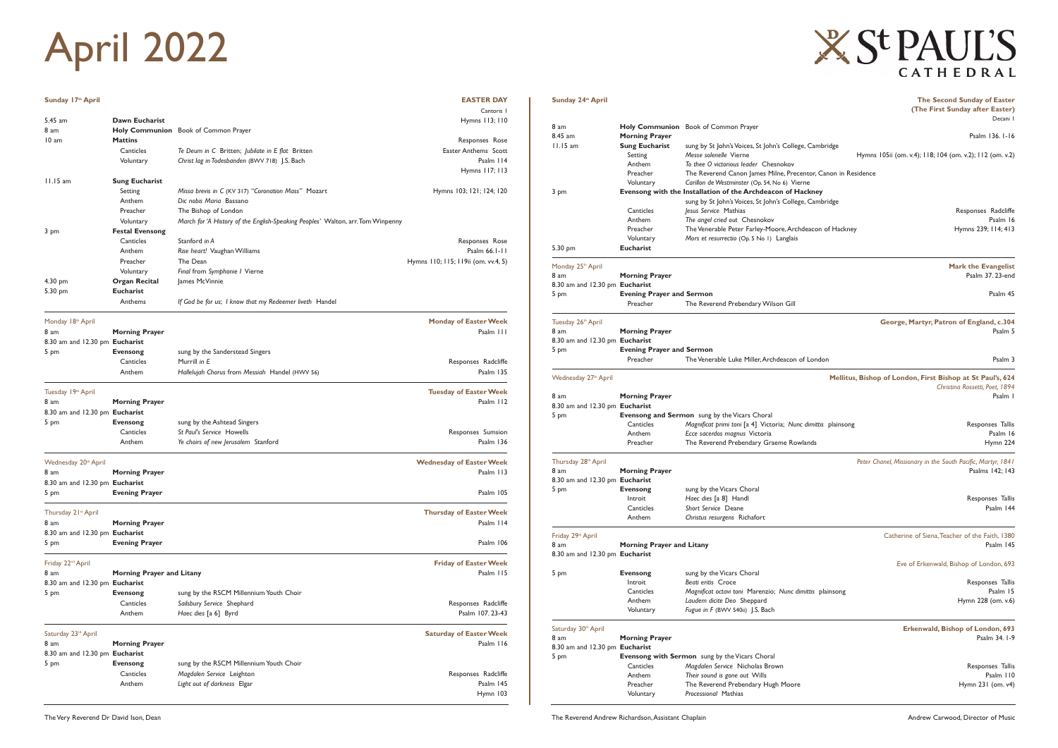# April 2022

ST PAUL'S CATHEDRAL

## Sunday 17th April — EASTER DAY

Cantoris 1

| | | | |
|---|---|---|---|
| 5.45 am | **Dawn Eucharist** | | Hymns 113; 110 |
| 8 am | **Holy Communion** | Book of Common Prayer | |
| 10 am | **Mattins** | | Responses Rose |
| | Canticles | *Te Deum in C* Britten; *Jubilate in E flat* Britten | Easter Anthems Scott |
| | Voluntary | *Christ lag in Todesbanden* (BWV 718) J.S. Bach | Psalm 114 |
| | | | Hymns 117; 113 |
| 11.15 am | **Sung Eucharist** | | |
| | Setting | *Missa brevis in C* (KV 317) *"Coronation Mass"* Mozart | Hymns 103; 121; 124; 120 |
| | Anthem | *Dic nobis Maria* Bassano | |
| | Preacher | The Bishop of London | |
| | Voluntary | *March for 'A History of the English-Speaking Peoples'* Walton, arr. Tom Winpenny | |
| 3 pm | **Festal Evensong** | | |
| | Canticles | Stanford *in A* | Responses Rose |
| | Anthem | *Rise heart!* Vaughan Williams | Psalm 66.1-11 |
| | Preacher | The Dean | Hymns 110; 115; 119ii (om. vv.4, 5) |
| | Voluntary | *Final* from *Symphonie I* Vierne | |
| 4.30 pm | **Organ Recital** | James McVinnie | |
| 5.30 pm | **Eucharist** | | |
| | Anthems | *If God be for us*; *I know that my Redeemer liveth* Handel | |

## Monday 18th April — Monday of Easter Week

| | | | |
|---|---|---|---|
| 8 am | **Morning Prayer** | | Psalm 111 |
| 8.30 am and 12.30 pm | **Eucharist** | | |
| 5 pm | **Evensong** | sung by the Sanderstead Singers | |
| | Canticles | Murrill *in E* | Responses Radcliffe |
| | Anthem | *Hallelujah Chorus* from *Messiah* Handel (HWV 56) | Psalm 135 |

## Tuesday 19th April — Tuesday of Easter Week

| | | | |
|---|---|---|---|
| 8 am | **Morning Prayer** | | Psalm 112 |
| 8.30 am and 12.30 pm | **Eucharist** | | |
| 5 pm | **Evensong** | sung by the Ashtead Singers | |
| | Canticles | *St Paul's Service* Howells | Responses Sumsion |
| | Anthem | *Ye choirs of new Jerusalem* Stanford | Psalm 136 |

## Wednesday 20th April — Wednesday of Easter Week

| | | | |
|---|---|---|---|
| 8 am | **Morning Prayer** | | Psalm 113 |
| 8.30 am and 12.30 pm | **Eucharist** | | |
| 5 pm | **Evening Prayer** | | Psalm 105 |

## Thursday 21st April — Thursday of Easter Week

| | | | |
|---|---|---|---|
| 8 am | **Morning Prayer** | | Psalm 114 |
| 8.30 am and 12.30 pm | **Eucharist** | | |
| 5 pm | **Evening Prayer** | | Psalm 106 |

## Friday 22nd April — Friday of Easter Week

| | | | |
|---|---|---|---|
| 8 am | **Morning Prayer and Litany** | | Psalm 115 |
| 8.30 am and 12.30 pm | **Eucharist** | | |
| 5 pm | **Evensong** | sung by the RSCM Millennium Youth Choir | |
| | Canticles | *Sailsbury Service* Shephard | Responses Radcliffe |
| | Anthem | *Haec dies* [a 6] Byrd | Psalm 107. 23-43 |

## Saturday 23rd April — Saturday of Easter Week

| | | | |
|---|---|---|---|
| 8 am | **Morning Prayer** | | Psalm 116 |
| 8.30 am and 12.30 pm | **Eucharist** | | |
| 5 pm | **Evensong** | sung by the RSCM Millennium Youth Choir | |
| | Canticles | *Magdalen Service* Leighton | Responses Radcliffe |
| | Anthem | *Light out of darkness* Elgar | Psalm 145 |
| | | | Hymn 103 |

## Sunday 24th April — The Second Sunday of Easter (The First Sunday after Easter)

Decani 1

| | | | |
|---|---|---|---|
| 8 am | **Holy Communion** | Book of Common Prayer | |
| 8.45 am | **Morning Prayer** | | Psalm 136. 1-16 |
| 11.15 am | **Sung Eucharist** | sung by St John's Voices, St John's College, Cambridge | |
| | Setting | *Messe solenelle* Vierne | Hymns 105ii (om. v.4); 118; 104 (om. v.2); 112 (om. v.2) |
| | Anthem | *To thee O victorious leader* Chesnokov | |
| | Preacher | The Reverend Canon James Milne, Precentor, Canon in Residence | |
| | Voluntary | *Carillon de Westminster* (Op. 54, No 6) Vierne | |
| 3 pm | **Evensong with the Installation of the Archdeacon of Hackney** | | |
| | | sung by St John's Voices, St John's College, Cambridge | |
| | Canticles | *Jesus Service* Mathias | Responses Radcliffe |
| | Anthem | *The angel cried out* Chesnokov | Psalm 16 |
| | Preacher | The Venerable Peter Farley-Moore, Archdeacon of Hackney | Hymns 239; 114; 413 |
| | Voluntary | *Mors et resurrectio* (Op. 5 No 1) Langlais | |
| 5.30 pm | **Eucharist** | | |

## Monday 25th April — Mark the Evangelist

| | | | |
|---|---|---|---|
| 8 am | **Morning Prayer** | | Psalm 37. 23-end |
| 8.30 am and 12.30 pm | **Eucharist** | | |
| 5 pm | **Evening Prayer and Sermon** | | Psalm 45 |
| | Preacher | The Reverend Prebendary Wilson Gill | |

## Tuesday 26th April — George, Martyr, Patron of England, c.304

| | | | |
|---|---|---|---|
| 8 am | **Morning Prayer** | | Psalm 5 |
| 8.30 am and 12.30 pm | **Eucharist** | | |
| 5 pm | **Evening Prayer and Sermon** | | |
| | Preacher | The Venerable Luke Miller, Archdeacon of London | Psalm 3 |

## Wednesday 27th April — Mellitus, Bishop of London, First Bishop at St Paul's, 624

*Christina Rossetti, Poet, 1894*

| | | | |
|---|---|---|---|
| 8 am | **Morning Prayer** | | Psalm 1 |
| 8.30 am and 12.30 pm | **Eucharist** | | |
| 5 pm | **Evensong and Sermon** | sung by the Vicars Choral | |
| | Canticles | *Magnificat primi toni* [a 4] Victoria; *Nunc dimittis* plainsong | Responses Tallis |
| | Anthem | *Ecce sacerdos magnus* Victoria | Psalm 16 |
| | Preacher | The Reverend Prebendary Graeme Rowlands | Hymn 224 |

## Thursday 28th April — *Peter Chanel, Missionary in the South Pacific, Martyr, 1841*

| | | | |
|---|---|---|---|
| 8 am | **Morning Prayer** | | Psalms 142; 143 |
| 8.30 am and 12.30 pm | **Eucharist** | | |
| 5 pm | **Evensong** | sung by the Vicars Choral | |
| | Introit | *Haec dies* [a 8] Handl | Responses Tallis |
| | Canticles | *Short Service* Deane | Psalm 144 |
| | Anthem | *Christus resurgens* Richafort | |

## Friday 29th April — Catherine of Siena, Teacher of the Faith, 1380

| | | | |
|---|---|---|---|
| 8 am | **Morning Prayer and Litany** | | Psalm 145 |
| 8.30 am and 12.30 pm | **Eucharist** | | |
| | | | Eve of Erkenwald, Bishop of London, 693 |
| 5 pm | **Evensong** | sung by the Vicars Choral | |
| | Introit | *Beati eritis* Croce | Responses Tallis |
| | Canticles | *Magnificat octavi toni* Marenzio; *Nunc dimittis* plainsong | Psalm 15 |
| | Anthem | *Laudem dicite Deo* Sheppard | Hymn 228 (om. v.6) |
| | Voluntary | *Fugue in F* (BWV 540ii) J.S. Bach | |

## Saturday 30th April — Erkenwald, Bishop of London, 693

| | | | |
|---|---|---|---|
| 8 am | **Morning Prayer** | | Psalm 34. 1-9 |
| 8.30 am and 12.30 pm | **Eucharist** | | |
| 5 pm | **Evensong with Sermon** | sung by the Vicars Choral | |
| | Canticles | *Magdalen Service* Nicholas Brown | Responses Tallis |
| | Anthem | *Their sound is gone out* Wills | Psalm 110 |
| | Preacher | The Reverend Prebendary Hugh Moore | Hymn 231 (om. v4) |
| | Voluntary | *Processional* Mathias | |

The Very Reverend Dr David Ison, Dean

The Reverend Andrew Richardson, Assistant Chaplain

Andrew Carwood, Director of Music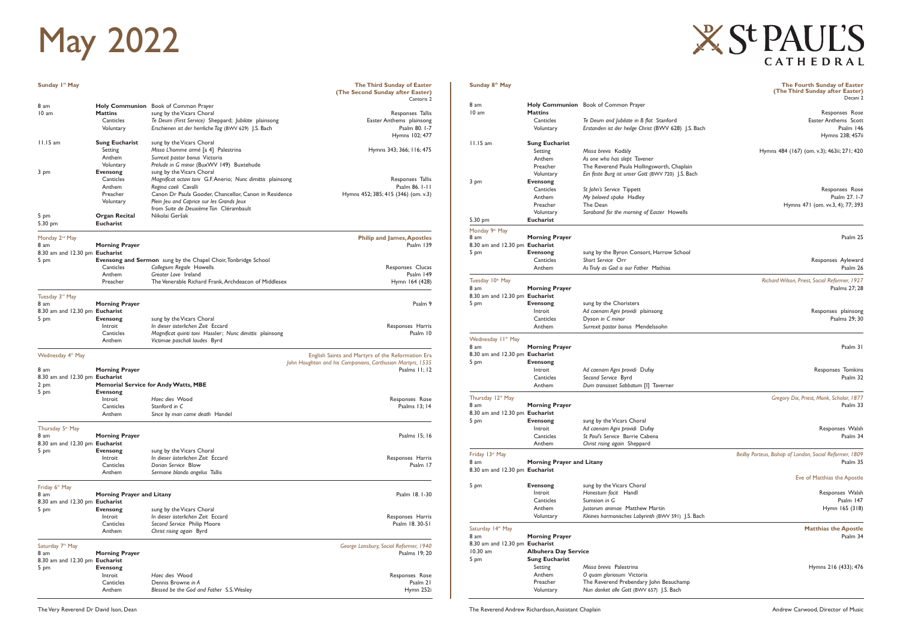# May 2022

St PAUL'S CATHEDRAL

## Sunday 1st May

**The Third Sunday of Easter (The Second Sunday after Easter)**
Cantoris 2

| | | | |
|---|---|---|---|
| 8 am | **Holy Communion** | Book of Common Prayer | |
| 10 am | **Mattins** | sung by the Vicars Choral | Responses Tallis |
| | Canticles | *Te Deum (First Service)* Sheppard; *Jubilate* plainsong | Easter Anthems plainsong |
| | Voluntary | *Erschienen ist der herrliche Tag* (BWV 629) J.S. Bach | Psalm 80. 1-7 |
| | | | Hymns 102; 477 |
| 11.15 am | **Sung Eucharist** | sung by the Vicars Choral | |
| | Setting | *Missa L'homme armé* [a 4] Palestrina | Hymns 343; 366; 116; 475 |
| | Anthem | *Surrexit pastor bonus* Victoria | |
| | Voluntary | *Prelude in G minor* (BuxWV 149) Buxtehude | |
| 3 pm | **Evensong** | sung by the Vicars Choral | |
| | Canticles | *Magnificat octavi toni* G.F.Anerio; *Nunc dimittis* plainsong | Responses Tallis |
| | Anthem | *Regina caeli* Cavalli | Psalm 86. 1-11 |
| | Preacher | Canon Dr Paula Gooder, Chancellor, Canon in Residence | Hymns 452; 385; 415 (346) (om. v.3) |
| | Voluntary | *Plein Jeu and Caprice sur les Grands Jeux* from *Suite de Deuxième Ton* Clérambault | |
| 5 pm | **Organ Recital** | Nikolai Geršak | |
| 5.30 pm | **Eucharist** | | |

## Monday 2nd May

**Philip and James, Apostles**

| | | | |
|---|---|---|---|
| 8 am | **Morning Prayer** | | Psalm 139 |
| 8.30 am and 12.30 pm | **Eucharist** | | |
| 5 pm | **Evensong and Sermon** | sung by the Chapel Choir, Tonbridge School | |
| | Canticles | *Collegium Regale* Howells | Responses Clucas |
| | Anthem | *Greater Love* Ireland | Psalm 149 |
| | Preacher | The Venerable Richard Frank, Archdeacon of Middlesex | Hymn 164 (428) |

## Tuesday 3rd May

| | | | |
|---|---|---|---|
| 8 am | **Morning Prayer** | | Psalm 9 |
| 8.30 am and 12.30 pm | **Eucharist** | | |
| 5 pm | **Evensong** | sung by the Vicars Choral | |
| | Introit | *In dieser österlichen Zeit* Eccard | Responses Harris |
| | Canticles | *Magnificat quinti toni* Hassler; *Nunc dimittis* plainsong | Psalm 10 |
| | Anthem | *Victimae paschali laudes* Byrd | |

## Wednesday 4th May

*English Saints and Martyrs of the Reformation Era*
*John Houghton and his Companions, Carthusian Martyrs, 1535*

| | | | |
|---|---|---|---|
| 8 am | **Morning Prayer** | | Psalms 11; 12 |
| 8.30 am and 12.30 pm | **Eucharist** | | |
| 2 pm | **Memorial Service for Andy Watts, MBE** | | |
| 5 pm | **Evensong** | | |
| | Introit | *Haec dies* Wood | Responses Rose |
| | Canticles | Stanford *in C* | Psalms 13; 14 |
| | Anthem | *Since by man came death* Handel | |

## Thursday 5th May

| | | | |
|---|---|---|---|
| 8 am | **Morning Prayer** | | Psalms 15; 16 |
| 8.30 am and 12.30 pm | **Eucharist** | | |
| 5 pm | **Evensong** | sung by the Vicars Choral | |
| | Introit | *In dieser österlichen Zeit* Eccard | Responses Harris |
| | Canticles | *Dorian Service* Blow | Psalm 17 |
| | Anthem | *Sermone blando angelus* Tallis | |

## Friday 6th May

| | | | |
|---|---|---|---|
| 8 am | **Morning Prayer and Litany** | | Psalm 18. 1-30 |
| 8.30 am and 12.30 pm | **Eucharist** | | |
| 5 pm | **Evensong** | sung by the Vicars Choral | |
| | Introit | *In dieser österlichen Zeit* Eccard | Responses Harris |
| | Canticles | *Second Service* Philip Moore | Psalm 18. 30-51 |
| | Anthem | *Christ rising again* Byrd | |

## Saturday 7th May

*George Lansbury, Social Reformer, 1940*

| | | | |
|---|---|---|---|
| 8 am | **Morning Prayer** | | Psalms 19; 20 |
| 8.30 am and 12.30 pm | **Eucharist** | | |
| 5 pm | **Evensong** | | |
| | Introit | *Haec dies* Wood | Responses Rose |
| | Canticles | Dennis Browne *in A* | Psalm 21 |
| | Anthem | *Blessed be the God and Father* S.S. Wesley | Hymn 252i |

## Sunday 8th May

**The Fourth Sunday of Easter (The Third Sunday after Easter)**
Decani 2

| | | | |
|---|---|---|---|
| 8 am | **Holy Communion** | Book of Common Prayer | |
| 10 am | **Mattins** | | Responses Rose |
| | Canticles | *Te Deum and Jubilate in B flat* Stanford | Easter Anthems Scott |
| | Voluntary | *Erstanden ist der heilge Christ* (BWV 628) J.S. Bach | Psalm 146 |
| | | | Hymns 238; 457ii |
| 11.15 am | **Sung Eucharist** | | |
| | Setting | *Missa brevis* Kodály | Hymns 484 (167) (om. v.3); 463ii; 271; 420 |
| | Anthem | *As one who has slept* Tavener | |
| | Preacher | The Reverend Paula Hollingsworth, Chaplain | |
| | Voluntary | *Ein feste Burg ist unser Gott* (BWV 720) J.S. Bach | |
| 3 pm | **Evensong** | | |
| | Canticles | *St John's Service* Tippett | Responses Rose |
| | Anthem | *My beloved spake* Hadley | Psalm 27. 1-7 |
| | Preacher | The Dean | Hymns 471 (om. vv.3, 4); 77; 393 |
| | Voluntary | *Saraband for the morning of Easter* Howells | |
| 5.30 pm | **Eucharist** | | |

## Monday 9th May

| | | | |
|---|---|---|---|
| 8 am | **Morning Prayer** | | Psalm 25 |
| 8.30 am and 12.30 pm | **Eucharist** | | |
| 5 pm | **Evensong** | sung by the Byron Consort, Harrow School | |
| | Canticles | *Short Service* Orr | Responses Ayleward |
| | Anthem | *As Truly as God is our Father* Mathias | Psalm 26 |

## Tuesday 10th May

*Richard Wilson, Priest, Social Reformer, 1927*

| | | | |
|---|---|---|---|
| 8 am | **Morning Prayer** | | Psalms 27; 28 |
| 8.30 am and 12.30 pm | **Eucharist** | | |
| 5 pm | **Evensong** | sung by the Choristers | |
| | Introit | *Ad caenam Agni providi* plainsong | Responses plainsong |
| | Canticles | Dyson *in C minor* | Psalms 29; 30 |
| | Anthem | *Surrexit pastor bonus* Mendelssohn | |

## Wednesday 11th May

| | | | |
|---|---|---|---|
| 8 am | **Morning Prayer** | | Psalm 31 |
| 8.30 am and 12.30 pm | **Eucharist** | | |
| 5 pm | **Evensong** | | |
| | Introit | *Ad caenam Agni providi* Dufay | Responses Tomkins |
| | Canticles | *Second Service* Byrd | Psalm 32 |
| | Anthem | *Dum transisset Sabbatum* [I] Taverner | |

## Thursday 12th May

*Gregory Dix, Priest, Monk, Scholar, 1877*

| | | | |
|---|---|---|---|
| 8 am | **Morning Prayer** | | Psalm 33 |
| 8.30 am and 12.30 pm | **Eucharist** | | |
| 5 pm | **Evensong** | sung by the Vicars Choral | |
| | Introit | *Ad caenam Agni providi* Dufay | Responses Walsh |
| | Canticles | *St Paul's Service* Barrie Cabena | Psalm 34 |
| | Anthem | *Christ rising again* Sheppard | |

## Friday 13th May

*Beilby Porteus, Bishop of London, Social Reformer, 1809*

| | | | |
|---|---|---|---|
| 8 am | **Morning Prayer and Litany** | | Psalm 35 |
| 8.30 am and 12.30 pm | **Eucharist** | | |
| | | | Eve of Matthias the Apostle |
| 5 pm | **Evensong** | sung by the Vicars Choral | |
| | Introit | *Honestum fecit* Handl | Responses Walsh |
| | Canticles | Sumsion *in G* | Psalm 147 |
| | Anthem | *Justorum animae* Matthew Martin | Hymn 165 (318) |
| | Voluntary | *Kleines harmonisches Labyrinth* (BWV 591) J.S. Bach | |

## Saturday 14th May

**Matthias the Apostle**

| | | | |
|---|---|---|---|
| 8 am | **Morning Prayer** | | Psalm 34 |
| 8.30 am and 12.30 pm | **Eucharist** | | |
| 10.30 am | **Albuhera Day Service** | | |
| 5 pm | **Sung Eucharist** | | |
| | Setting | *Missa brevis* Palestrina | Hymns 216 (433); 476 |
| | Anthem | *O quam gloriosum* Victoria | |
| | Preacher | The Reverend Prebendary John Beauchamp | |
| | Voluntary | *Nun danket alle Gott* (BWV 657) J.S. Bach | |

The Very Reverend Dr David Ison, Dean

The Reverend Andrew Richardson, Assistant Chaplain

Andrew Carwood, Director of Music